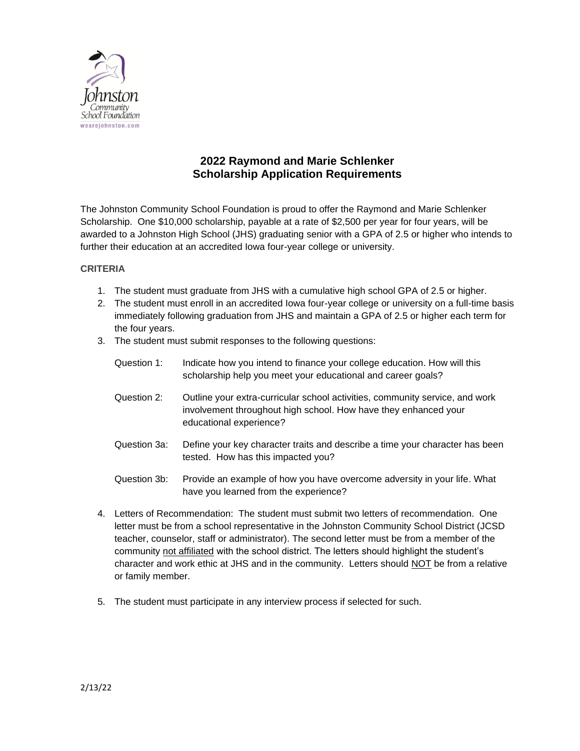Johnston Community School Foundation
wearejohnston.com

# 2022 Raymond and Marie Schlenker Scholarship Application Requirements

The Johnston Community School Foundation is proud to offer the Raymond and Marie Schlenker Scholarship. One $10,000 scholarship, payable at a rate of $2,500 per year for four years, will be awarded to a Johnston High School (JHS) graduating senior with a GPA of 2.5 or higher who intends to further their education at an accredited Iowa four-year college or university.

## CRITERIA

1. The student must graduate from JHS with a cumulative high school GPA of 2.5 or higher.
2. The student must enroll in an accredited Iowa four-year college or university on a full-time basis immediately following graduation from JHS and maintain a GPA of 2.5 or higher each term for the four years.
3. The student must submit responses to the following questions:

   Question 1: Indicate how you intend to finance your college education. How will this scholarship help you meet your educational and career goals?

   Question 2: Outline your extra-curricular school activities, community service, and work involvement throughout high school. How have they enhanced your educational experience?

   Question 3a: Define your key character traits and describe a time your character has been tested. How has this impacted you?

   Question 3b: Provide an example of how you have overcome adversity in your life. What have you learned from the experience?

4. Letters of Recommendation: The student must submit two letters of recommendation. One letter must be from a school representative in the Johnston Community School District (JCSD teacher, counselor, staff or administrator). The second letter must be from a member of the community <u>not affiliated</u> with the school district. The letters should highlight the student's character and work ethic at JHS and in the community. Letters should <u>NOT</u> be from a relative or family member.

5. The student must participate in any interview process if selected for such.

2/13/22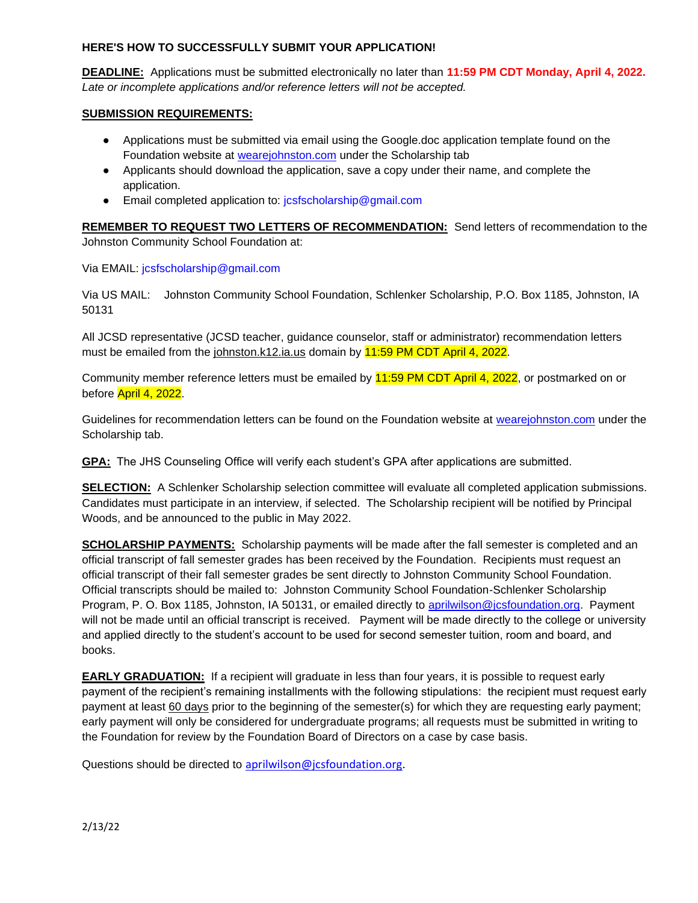**HERE'S HOW TO SUCCESSFULLY SUBMIT YOUR APPLICATION!**

**DEADLINE:** Applications must be submitted electronically no later than **11:59 PM CDT Monday, April 4, 2022.** *Late or incomplete applications and/or reference letters will not be accepted.*

**SUBMISSION REQUIREMENTS:**

- Applications must be submitted via email using the Google.doc application template found on the Foundation website at wearejohnston.com under the Scholarship tab
- Applicants should download the application, save a copy under their name, and complete the application.
- Email completed application to: jcsfscholarship@gmail.com

**REMEMBER TO REQUEST TWO LETTERS OF RECOMMENDATION:** Send letters of recommendation to the Johnston Community School Foundation at:

Via EMAIL: jcsfscholarship@gmail.com

Via US MAIL: Johnston Community School Foundation, Schlenker Scholarship, P.O. Box 1185, Johnston, IA 50131

All JCSD representative (JCSD teacher, guidance counselor, staff or administrator) recommendation letters must be emailed from the johnston.k12.ia.us domain by 11:59 PM CDT April 4, 2022.

Community member reference letters must be emailed by 11:59 PM CDT April 4, 2022, or postmarked on or before April 4, 2022.

Guidelines for recommendation letters can be found on the Foundation website at wearejohnston.com under the Scholarship tab.

**GPA:** The JHS Counseling Office will verify each student's GPA after applications are submitted.

**SELECTION:** A Schlenker Scholarship selection committee will evaluate all completed application submissions. Candidates must participate in an interview, if selected. The Scholarship recipient will be notified by Principal Woods, and be announced to the public in May 2022.

**SCHOLARSHIP PAYMENTS:** Scholarship payments will be made after the fall semester is completed and an official transcript of fall semester grades has been received by the Foundation. Recipients must request an official transcript of their fall semester grades be sent directly to Johnston Community School Foundation. Official transcripts should be mailed to: Johnston Community School Foundation-Schlenker Scholarship Program, P. O. Box 1185, Johnston, IA 50131, or emailed directly to aprilwilson@jcsfoundation.org. Payment will not be made until an official transcript is received. Payment will be made directly to the college or university and applied directly to the student's account to be used for second semester tuition, room and board, and books.

**EARLY GRADUATION:** If a recipient will graduate in less than four years, it is possible to request early payment of the recipient's remaining installments with the following stipulations: the recipient must request early payment at least 60 days prior to the beginning of the semester(s) for which they are requesting early payment; early payment will only be considered for undergraduate programs; all requests must be submitted in writing to the Foundation for review by the Foundation Board of Directors on a case by case basis.

Questions should be directed to aprilwilson@jcsfoundation.org.

2/13/22